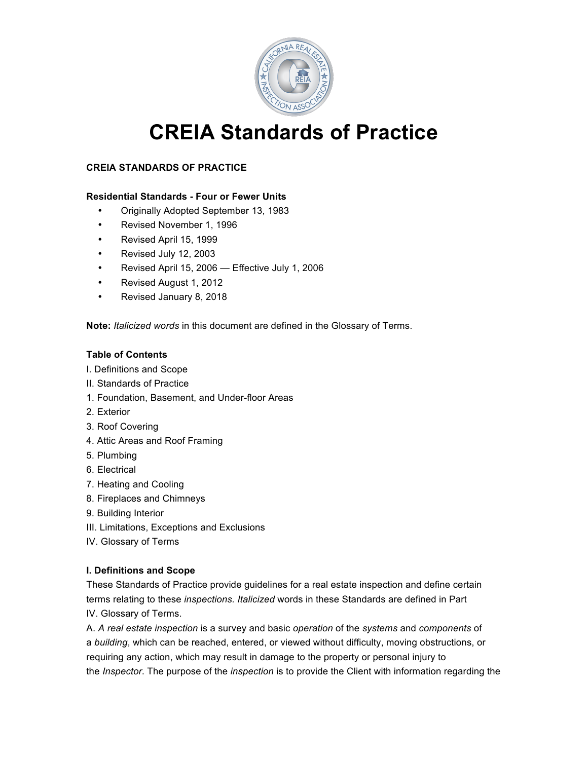# CREIA Standards of Practice

**CREIA STANDARDS OF PRACTICE**

**Residential Standards - Four or Fewer Units**

- Originally Adopted September 13, 1983
- Revised November 1, 1996
- Revised April 15, 1999
- Revised July 12, 2003
- Revised April 15, 2006 — Effective July 1, 2006
- Revised August 1, 2012
- Revised January 8, 2018

**Note:** *Italicized words* in this document are defined in the Glossary of Terms.

**Table of Contents**

I. Definitions and Scope
II. Standards of Practice
1. Foundation, Basement, and Under-floor Areas
2. Exterior
3. Roof Covering
4. Attic Areas and Roof Framing
5. Plumbing
6. Electrical
7. Heating and Cooling
8. Fireplaces and Chimneys
9. Building Interior
III. Limitations, Exceptions and Exclusions
IV. Glossary of Terms

**I. Definitions and Scope**

These Standards of Practice provide guidelines for a real estate inspection and define certain terms relating to these *inspections. Italicized* words in these Standards are defined in Part IV. Glossary of Terms.

A. *A real estate inspection* is a survey and basic *operation* of the *systems* and *components* of a *building*, which can be reached, entered, or viewed without difficulty, moving obstructions, or requiring any action, which may result in damage to the property or personal injury to the *Inspector*. The purpose of the *inspection* is to provide the Client with information regarding the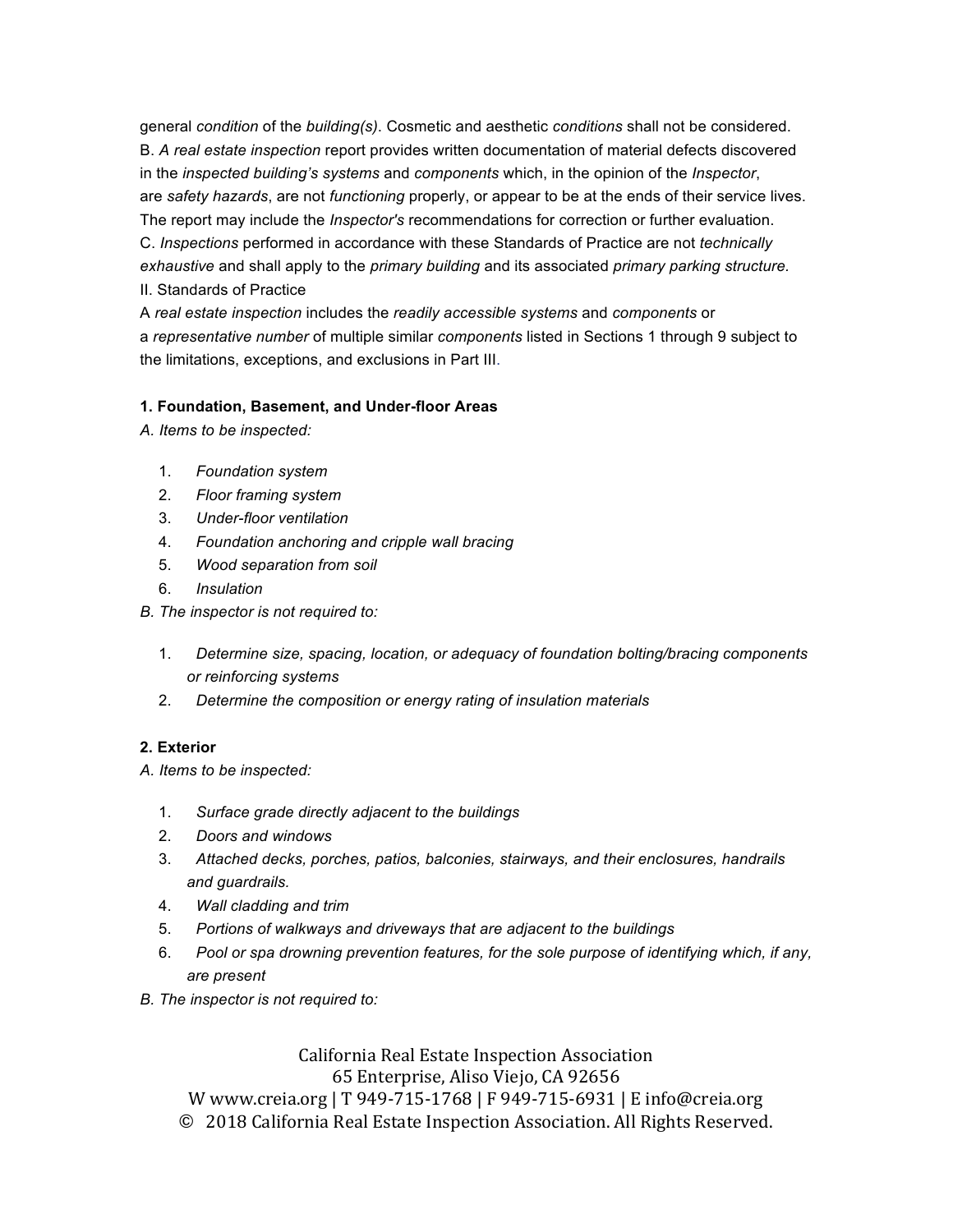general *condition* of the *building(s)*. Cosmetic and aesthetic *conditions* shall not be considered.
B. *A real estate inspection* report provides written documentation of material defects discovered in the *inspected building's systems* and *components* which, in the opinion of the *Inspector*, are *safety hazards*, are not *functioning* properly, or appear to be at the ends of their service lives. The report may include the *Inspector's* recommendations for correction or further evaluation.
C. *Inspections* performed in accordance with these Standards of Practice are not *technically exhaustive* and shall apply to the *primary building* and its associated *primary parking structure*.
II. Standards of Practice

A *real estate inspection* includes the *readily accessible systems* and *components* or a *representative number* of multiple similar *components* listed in Sections 1 through 9 subject to the limitations, exceptions, and exclusions in Part III.

**1. Foundation, Basement, and Under-floor Areas**

*A. Items to be inspected:*

1. *Foundation system*
2. *Floor framing system*
3. *Under-floor ventilation*
4. *Foundation anchoring and cripple wall bracing*
5. *Wood separation from soil*
6. *Insulation*

*B. The inspector is not required to:*

1. *Determine size, spacing, location, or adequacy of foundation bolting/bracing components or reinforcing systems*
2. *Determine the composition or energy rating of insulation materials*

**2. Exterior**

*A. Items to be inspected:*

1. *Surface grade directly adjacent to the buildings*
2. *Doors and windows*
3. *Attached decks, porches, patios, balconies, stairways, and their enclosures, handrails and guardrails.*
4. *Wall cladding and trim*
5. *Portions of walkways and driveways that are adjacent to the buildings*
6. *Pool or spa drowning prevention features, for the sole purpose of identifying which, if any, are present*

*B. The inspector is not required to:*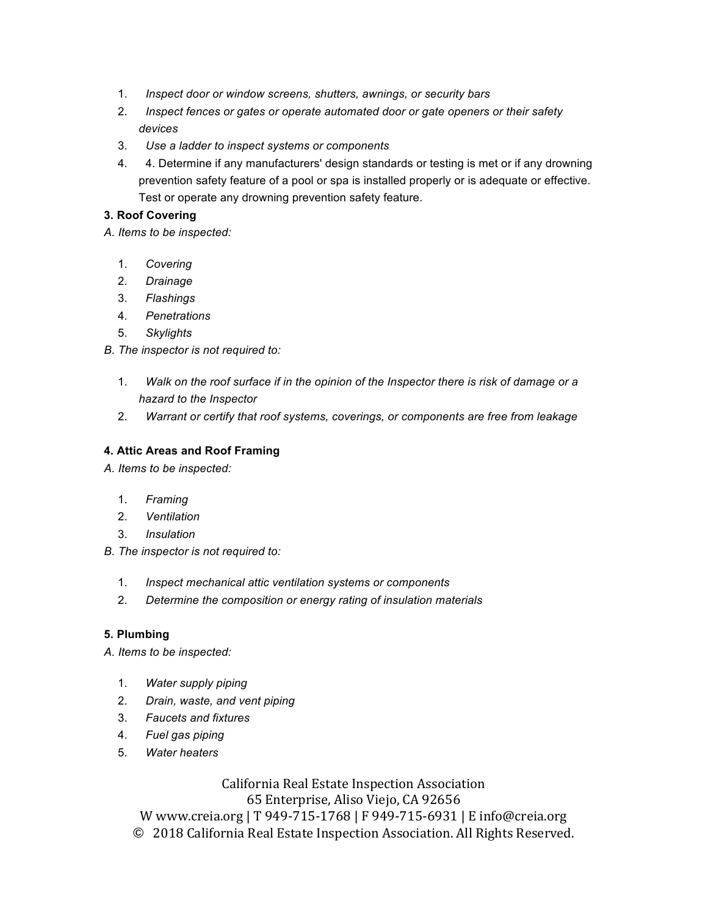1. *Inspect door or window screens, shutters, awnings, or security bars*
2. *Inspect fences or gates or operate automated door or gate openers or their safety devices*
3. *Use a ladder to inspect systems or components*
4. 4. Determine if any manufacturers' design standards or testing is met or if any drowning prevention safety feature of a pool or spa is installed properly or is adequate or effective. Test or operate any drowning prevention safety feature.

**3. Roof Covering**

*A. Items to be inspected:*

1. *Covering*
2. *Drainage*
3. *Flashings*
4. *Penetrations*
5. *Skylights*

*B. The inspector is not required to:*

1. *Walk on the roof surface if in the opinion of the Inspector there is risk of damage or a hazard to the Inspector*
2. *Warrant or certify that roof systems, coverings, or components are free from leakage*

**4. Attic Areas and Roof Framing**

*A. Items to be inspected:*

1. *Framing*
2. *Ventilation*
3. *Insulation*

*B. The inspector is not required to:*

1. *Inspect mechanical attic ventilation systems or components*
2. *Determine the composition or energy rating of insulation materials*

**5. Plumbing**

*A. Items to be inspected:*

1. *Water supply piping*
2. *Drain, waste, and vent piping*
3. *Faucets and fixtures*
4. *Fuel gas piping*
5. *Water heaters*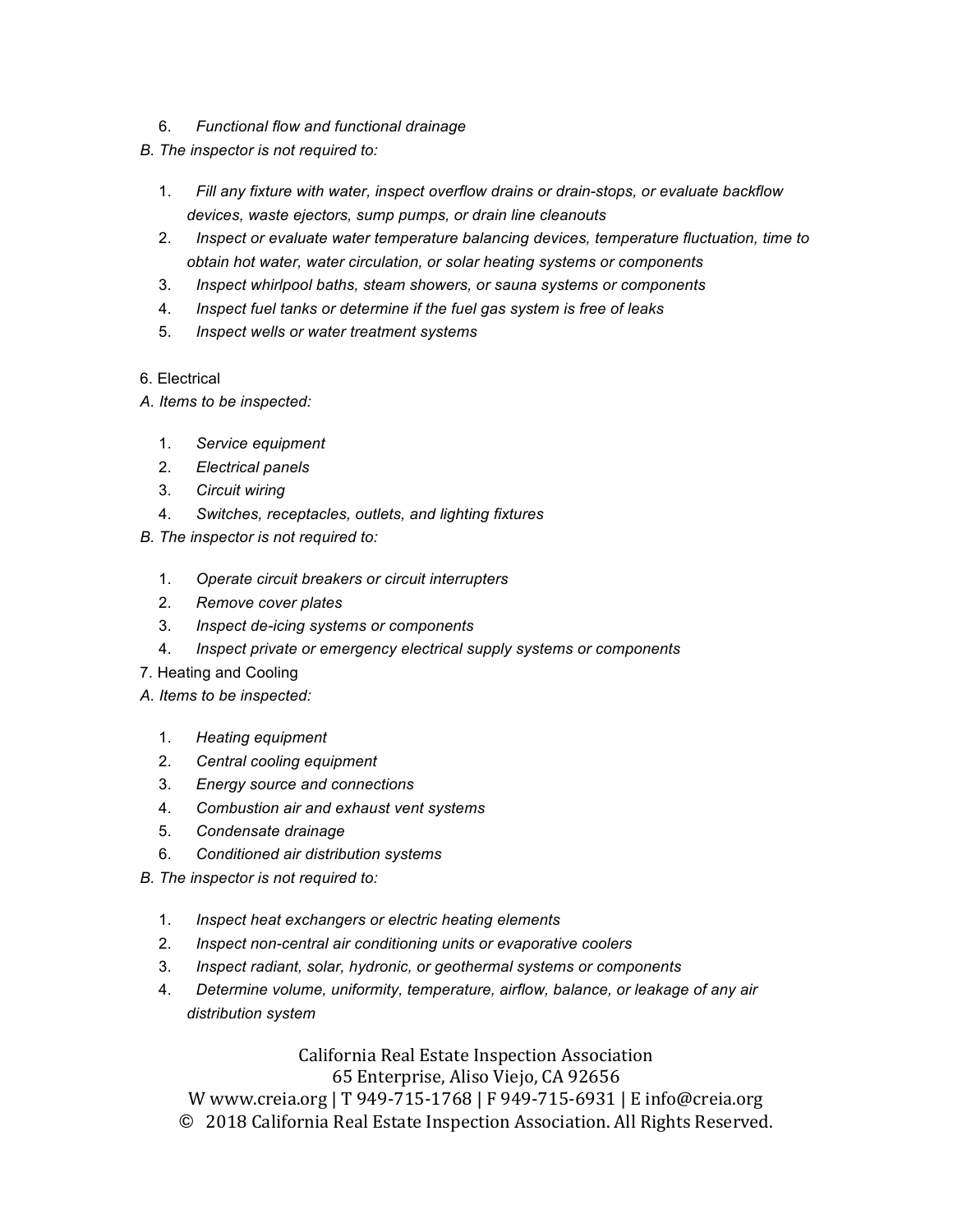6. *Functional flow and functional drainage*

*B. The inspector is not required to:*

1. *Fill any fixture with water, inspect overflow drains or drain-stops, or evaluate backflow devices, waste ejectors, sump pumps, or drain line cleanouts*
2. *Inspect or evaluate water temperature balancing devices, temperature fluctuation, time to obtain hot water, water circulation, or solar heating systems or components*
3. *Inspect whirlpool baths, steam showers, or sauna systems or components*
4. *Inspect fuel tanks or determine if the fuel gas system is free of leaks*
5. *Inspect wells or water treatment systems*

6\. Electrical

*A. Items to be inspected:*

1. *Service equipment*
2. *Electrical panels*
3. *Circuit wiring*
4. *Switches, receptacles, outlets, and lighting fixtures*

*B. The inspector is not required to:*

1. *Operate circuit breakers or circuit interrupters*
2. *Remove cover plates*
3. *Inspect de-icing systems or components*
4. *Inspect private or emergency electrical supply systems or components*

7\. Heating and Cooling

*A. Items to be inspected:*

1. *Heating equipment*
2. *Central cooling equipment*
3. *Energy source and connections*
4. *Combustion air and exhaust vent systems*
5. *Condensate drainage*
6. *Conditioned air distribution systems*

*B. The inspector is not required to:*

1. *Inspect heat exchangers or electric heating elements*
2. *Inspect non-central air conditioning units or evaporative coolers*
3. *Inspect radiant, solar, hydronic, or geothermal systems or components*
4. *Determine volume, uniformity, temperature, airflow, balance, or leakage of any air distribution system*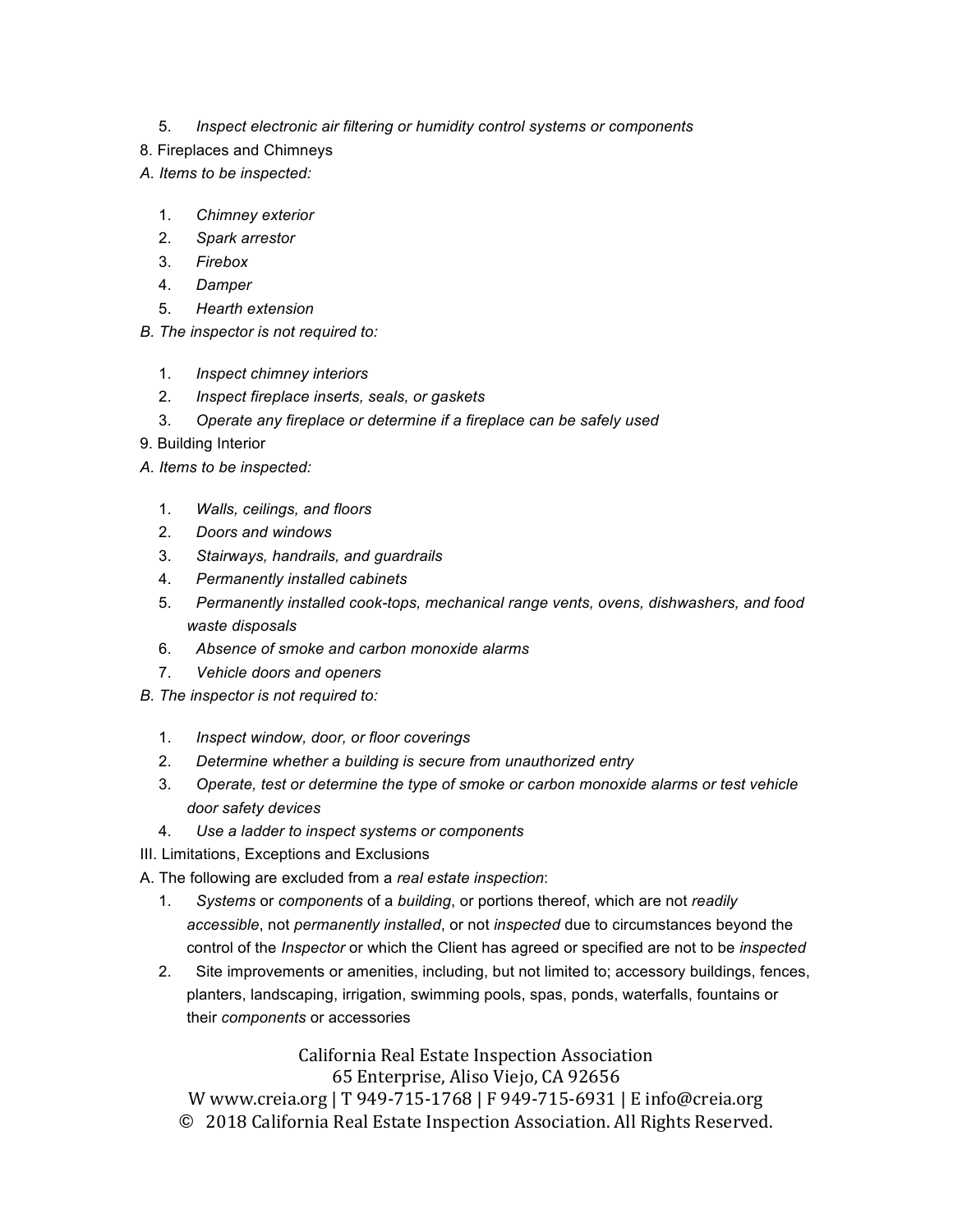5. *Inspect electronic air filtering or humidity control systems or components*

8. Fireplaces and Chimneys

*A. Items to be inspected:*

1. *Chimney exterior*
2. *Spark arrestor*
3. *Firebox*
4. *Damper*
5. *Hearth extension*

*B. The inspector is not required to:*

1. *Inspect chimney interiors*
2. *Inspect fireplace inserts, seals, or gaskets*
3. *Operate any fireplace or determine if a fireplace can be safely used*

9. Building Interior

*A. Items to be inspected:*

1. *Walls, ceilings, and floors*
2. *Doors and windows*
3. *Stairways, handrails, and guardrails*
4. *Permanently installed cabinets*
5. *Permanently installed cook-tops, mechanical range vents, ovens, dishwashers, and food waste disposals*
6. *Absence of smoke and carbon monoxide alarms*
7. *Vehicle doors and openers*

*B. The inspector is not required to:*

1. *Inspect window, door, or floor coverings*
2. *Determine whether a building is secure from unauthorized entry*
3. *Operate, test or determine the type of smoke or carbon monoxide alarms or test vehicle door safety devices*
4. *Use a ladder to inspect systems or components*

III. Limitations, Exceptions and Exclusions

A. The following are excluded from a *real estate inspection*:

1. *Systems* or *components* of a *building*, or portions thereof, which are not *readily accessible*, not *permanently installed*, or not *inspected* due to circumstances beyond the control of the *Inspector* or which the Client has agreed or specified are not to be *inspected*
2. Site improvements or amenities, including, but not limited to; accessory buildings, fences, planters, landscaping, irrigation, swimming pools, spas, ponds, waterfalls, fountains or their *components* or accessories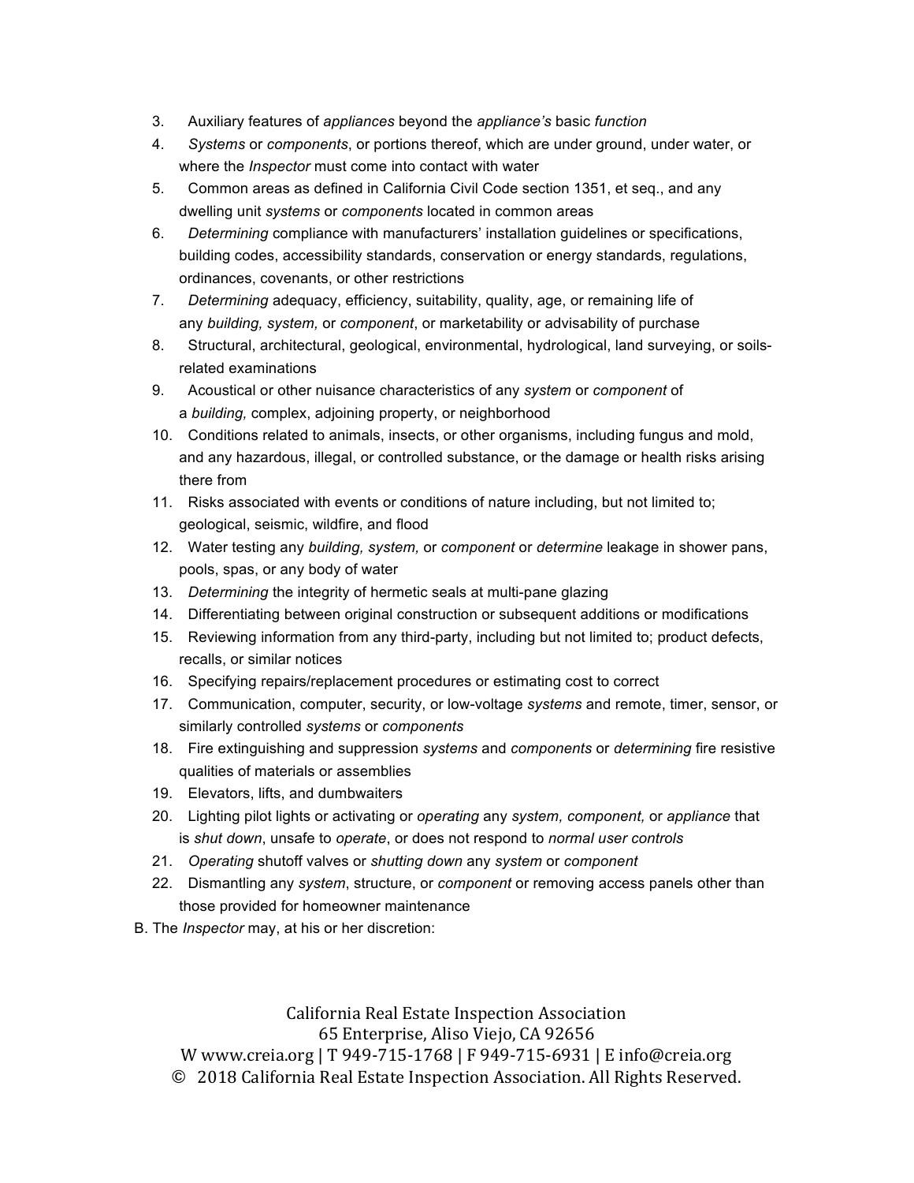3. Auxiliary features of *appliances* beyond the *appliance's* basic *function*
4. *Systems* or *components*, or portions thereof, which are under ground, under water, or where the *Inspector* must come into contact with water
5. Common areas as defined in California Civil Code section 1351, et seq., and any dwelling unit *systems* or *components* located in common areas
6. *Determining* compliance with manufacturers' installation guidelines or specifications, building codes, accessibility standards, conservation or energy standards, regulations, ordinances, covenants, or other restrictions
7. *Determining* adequacy, efficiency, suitability, quality, age, or remaining life of any *building, system,* or *component*, or marketability or advisability of purchase
8. Structural, architectural, geological, environmental, hydrological, land surveying, or soils-related examinations
9. Acoustical or other nuisance characteristics of any *system* or *component* of a *building,* complex, adjoining property, or neighborhood
10. Conditions related to animals, insects, or other organisms, including fungus and mold, and any hazardous, illegal, or controlled substance, or the damage or health risks arising there from
11. Risks associated with events or conditions of nature including, but not limited to; geological, seismic, wildfire, and flood
12. Water testing any *building, system,* or *component* or *determine* leakage in shower pans, pools, spas, or any body of water
13. *Determining* the integrity of hermetic seals at multi-pane glazing
14. Differentiating between original construction or subsequent additions or modifications
15. Reviewing information from any third-party, including but not limited to; product defects, recalls, or similar notices
16. Specifying repairs/replacement procedures or estimating cost to correct
17. Communication, computer, security, or low-voltage *systems* and remote, timer, sensor, or similarly controlled *systems* or *components*
18. Fire extinguishing and suppression *systems* and *components* or *determining* fire resistive qualities of materials or assemblies
19. Elevators, lifts, and dumbwaiters
20. Lighting pilot lights or activating or *operating* any *system, component,* or *appliance* that is *shut down*, unsafe to *operate*, or does not respond to *normal user controls*
21. *Operating* shutoff valves or *shutting down* any *system* or *component*
22. Dismantling any *system*, structure, or *component* or removing access panels other than those provided for homeowner maintenance

B. The *Inspector* may, at his or her discretion: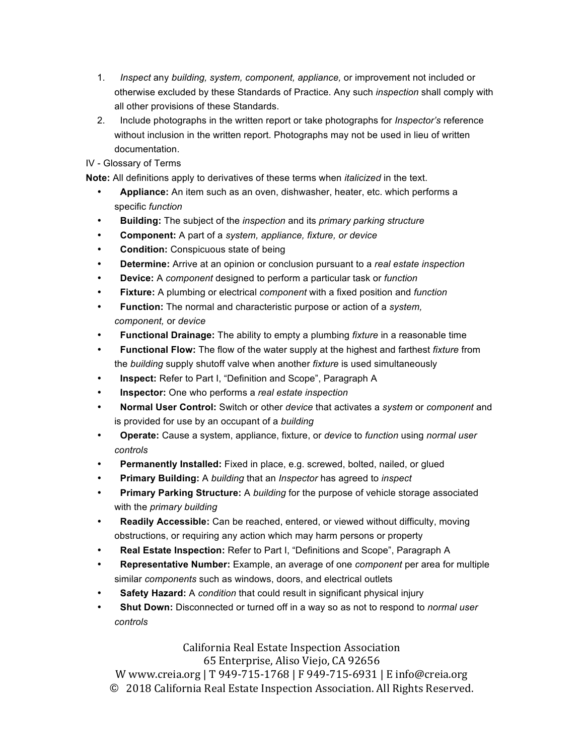1. *Inspect* any *building, system, component, appliance,* or improvement not included or otherwise excluded by these Standards of Practice. Any such *inspection* shall comply with all other provisions of these Standards.
2. Include photographs in the written report or take photographs for *Inspector's* reference without inclusion in the written report. Photographs may not be used in lieu of written documentation.

IV - Glossary of Terms

**Note:** All definitions apply to derivatives of these terms when *italicized* in the text.

- **Appliance:** An item such as an oven, dishwasher, heater, etc. which performs a specific *function*
- **Building:** The subject of the *inspection* and its *primary parking structure*
- **Component:** A part of a *system, appliance, fixture, or device*
- **Condition:** Conspicuous state of being
- **Determine:** Arrive at an opinion or conclusion pursuant to a *real estate inspection*
- **Device:** A *component* designed to perform a particular task or *function*
- **Fixture:** A plumbing or electrical *component* with a fixed position and *function*
- **Function:** The normal and characteristic purpose or action of a *system, component,* or *device*
- **Functional Drainage:** The ability to empty a plumbing *fixture* in a reasonable time
- **Functional Flow:** The flow of the water supply at the highest and farthest *fixture* from the *building* supply shutoff valve when another *fixture* is used simultaneously
- **Inspect:** Refer to Part I, "Definition and Scope", Paragraph A
- **Inspector:** One who performs a *real estate inspection*
- **Normal User Control:** Switch or other *device* that activates a *system* or *component* and is provided for use by an occupant of a *building*
- **Operate:** Cause a system, appliance, fixture, or *device* to *function* using *normal user controls*
- **Permanently Installed:** Fixed in place, e.g. screwed, bolted, nailed, or glued
- **Primary Building:** A *building* that an *Inspector* has agreed to *inspect*
- **Primary Parking Structure:** A *building* for the purpose of vehicle storage associated with the *primary building*
- **Readily Accessible:** Can be reached, entered, or viewed without difficulty, moving obstructions, or requiring any action which may harm persons or property
- **Real Estate Inspection:** Refer to Part I, "Definitions and Scope", Paragraph A
- **Representative Number:** Example, an average of one *component* per area for multiple similar *components* such as windows, doors, and electrical outlets
- **Safety Hazard:** A *condition* that could result in significant physical injury
- **Shut Down:** Disconnected or turned off in a way so as not to respond to *normal user controls*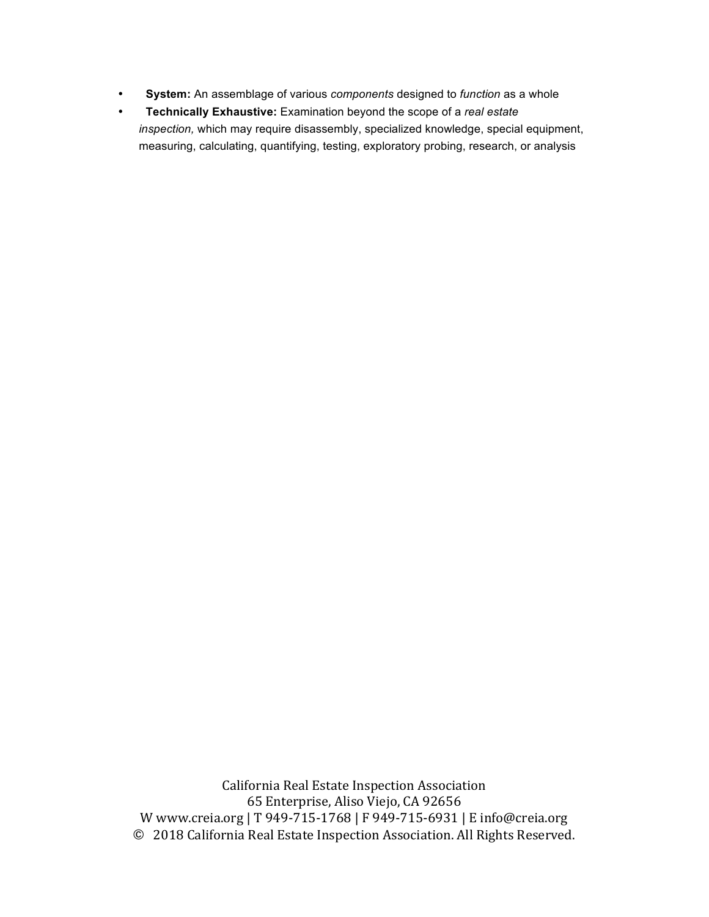- **System:** An assemblage of various *components* designed to *function* as a whole
- **Technically Exhaustive:** Examination beyond the scope of a *real estate inspection,* which may require disassembly, specialized knowledge, special equipment, measuring, calculating, quantifying, testing, exploratory probing, research, or analysis

California Real Estate Inspection Association
65 Enterprise, Aliso Viejo, CA 92656
W www.creia.org | T 949-715-1768 | F 949-715-6931 | E info@creia.org
© 2018 California Real Estate Inspection Association. All Rights Reserved.